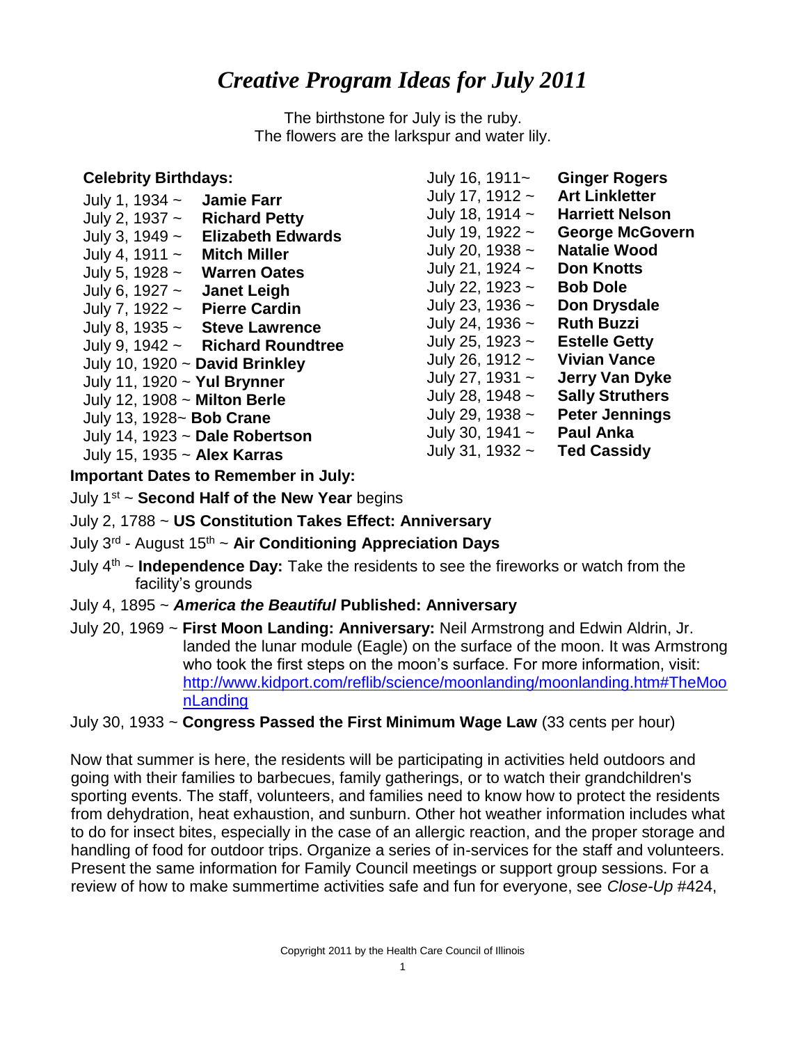# *Creative Program Ideas for July 2011*

The birthstone for July is the ruby.
The flowers are the larkspur and water lily.

**Celebrity Birthdays:**

July 1, 1934 ~ **Jamie Farr**
July 2, 1937 ~ **Richard Petty**
July 3, 1949 ~ **Elizabeth Edwards**
July 4, 1911 ~ **Mitch Miller**
July 5, 1928 ~ **Warren Oates**
July 6, 1927 ~ **Janet Leigh**
July 7, 1922 ~ **Pierre Cardin**
July 8, 1935 ~ **Steve Lawrence**
July 9, 1942 ~ **Richard Roundtree**
July 10, 1920 ~ **David Brinkley**
July 11, 1920 ~ **Yul Brynner**
July 12, 1908 ~ **Milton Berle**
July 13, 1928~ **Bob Crane**
July 14, 1923 ~ **Dale Robertson**
July 15, 1935 ~ **Alex Karras**
July 16, 1911~ **Ginger Rogers**
July 17, 1912 ~ **Art Linkletter**
July 18, 1914 ~ **Harriett Nelson**
July 19, 1922 ~ **George McGovern**
July 20, 1938 ~ **Natalie Wood**
July 21, 1924 ~ **Don Knotts**
July 22, 1923 ~ **Bob Dole**
July 23, 1936 ~ **Don Drysdale**
July 24, 1936 ~ **Ruth Buzzi**
July 25, 1923 ~ **Estelle Getty**
July 26, 1912 ~ **Vivian Vance**
July 27, 1931 ~ **Jerry Van Dyke**
July 28, 1948 ~ **Sally Struthers**
July 29, 1938 ~ **Peter Jennings**
July 30, 1941 ~ **Paul Anka**
July 31, 1932 ~ **Ted Cassidy**

**Important Dates to Remember in July:**

July 1st ~ **Second Half of the New Year** begins

July 2, 1788 ~ **US Constitution Takes Effect: Anniversary**

July 3rd - August 15th ~ **Air Conditioning Appreciation Days**

July 4th ~ **Independence Day:** Take the residents to see the fireworks or watch from the facility's grounds

July 4, 1895 ~ ***America the Beautiful* Published: Anniversary**

July 20, 1969 ~ **First Moon Landing: Anniversary:** Neil Armstrong and Edwin Aldrin, Jr. landed the lunar module (Eagle) on the surface of the moon. It was Armstrong who took the first steps on the moon's surface. For more information, visit: http://www.kidport.com/reflib/science/moonlanding/moonlanding.htm#TheMoonLanding

July 30, 1933 ~ **Congress Passed the First Minimum Wage Law** (33 cents per hour)

Now that summer is here, the residents will be participating in activities held outdoors and going with their families to barbecues, family gatherings, or to watch their grandchildren's sporting events. The staff, volunteers, and families need to know how to protect the residents from dehydration, heat exhaustion, and sunburn. Other hot weather information includes what to do for insect bites, especially in the case of an allergic reaction, and the proper storage and handling of food for outdoor trips. Organize a series of in-services for the staff and volunteers. Present the same information for Family Council meetings or support group sessions. For a review of how to make summertime activities safe and fun for everyone, see *Close-Up* #424,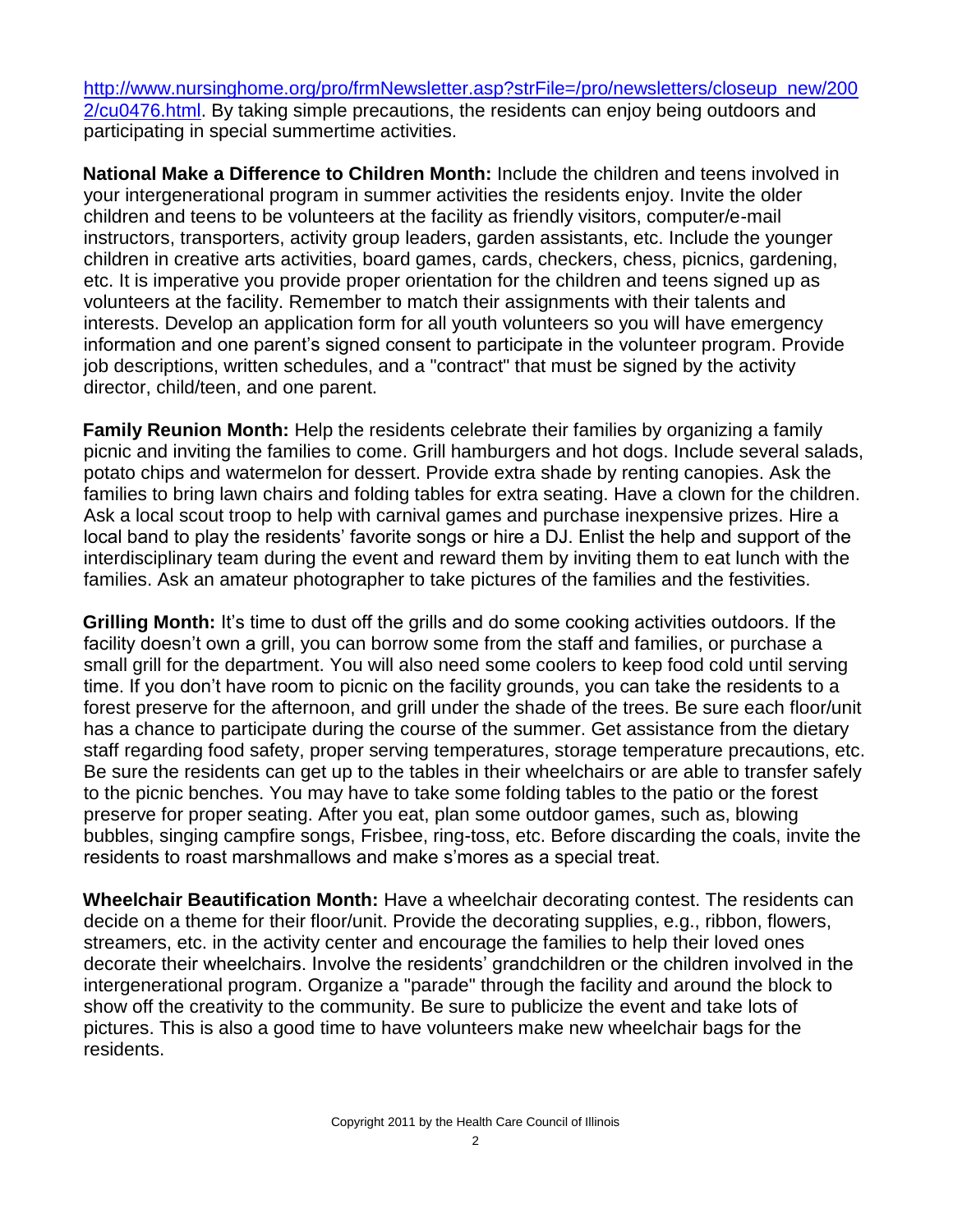[http://www.nursinghome.org/pro/frmNewsletter.asp?strFile=/pro/newsletters/closeup_new/2002/cu0476.html](http://www.nursinghome.org/pro/frmNewsletter.asp?strFile=/pro/newsletters/closeup_new/2002/cu0476.html). By taking simple precautions, the residents can enjoy being outdoors and participating in special summertime activities.

**National Make a Difference to Children Month:** Include the children and teens involved in your intergenerational program in summer activities the residents enjoy. Invite the older children and teens to be volunteers at the facility as friendly visitors, computer/e-mail instructors, transporters, activity group leaders, garden assistants, etc. Include the younger children in creative arts activities, board games, cards, checkers, chess, picnics, gardening, etc. It is imperative you provide proper orientation for the children and teens signed up as volunteers at the facility. Remember to match their assignments with their talents and interests. Develop an application form for all youth volunteers so you will have emergency information and one parent's signed consent to participate in the volunteer program. Provide job descriptions, written schedules, and a "contract" that must be signed by the activity director, child/teen, and one parent.

**Family Reunion Month:** Help the residents celebrate their families by organizing a family picnic and inviting the families to come. Grill hamburgers and hot dogs. Include several salads, potato chips and watermelon for dessert. Provide extra shade by renting canopies. Ask the families to bring lawn chairs and folding tables for extra seating. Have a clown for the children. Ask a local scout troop to help with carnival games and purchase inexpensive prizes. Hire a local band to play the residents' favorite songs or hire a DJ. Enlist the help and support of the interdisciplinary team during the event and reward them by inviting them to eat lunch with the families. Ask an amateur photographer to take pictures of the families and the festivities.

**Grilling Month:** It's time to dust off the grills and do some cooking activities outdoors. If the facility doesn't own a grill, you can borrow some from the staff and families, or purchase a small grill for the department. You will also need some coolers to keep food cold until serving time. If you don't have room to picnic on the facility grounds, you can take the residents to a forest preserve for the afternoon, and grill under the shade of the trees. Be sure each floor/unit has a chance to participate during the course of the summer. Get assistance from the dietary staff regarding food safety, proper serving temperatures, storage temperature precautions, etc. Be sure the residents can get up to the tables in their wheelchairs or are able to transfer safely to the picnic benches. You may have to take some folding tables to the patio or the forest preserve for proper seating. After you eat, plan some outdoor games, such as, blowing bubbles, singing campfire songs, Frisbee, ring-toss, etc. Before discarding the coals, invite the residents to roast marshmallows and make s'mores as a special treat.

**Wheelchair Beautification Month:** Have a wheelchair decorating contest. The residents can decide on a theme for their floor/unit. Provide the decorating supplies, e.g., ribbon, flowers, streamers, etc. in the activity center and encourage the families to help their loved ones decorate their wheelchairs. Involve the residents' grandchildren or the children involved in the intergenerational program. Organize a "parade" through the facility and around the block to show off the creativity to the community. Be sure to publicize the event and take lots of pictures. This is also a good time to have volunteers make new wheelchair bags for the residents.

Copyright 2011 by the Health Care Council of Illinois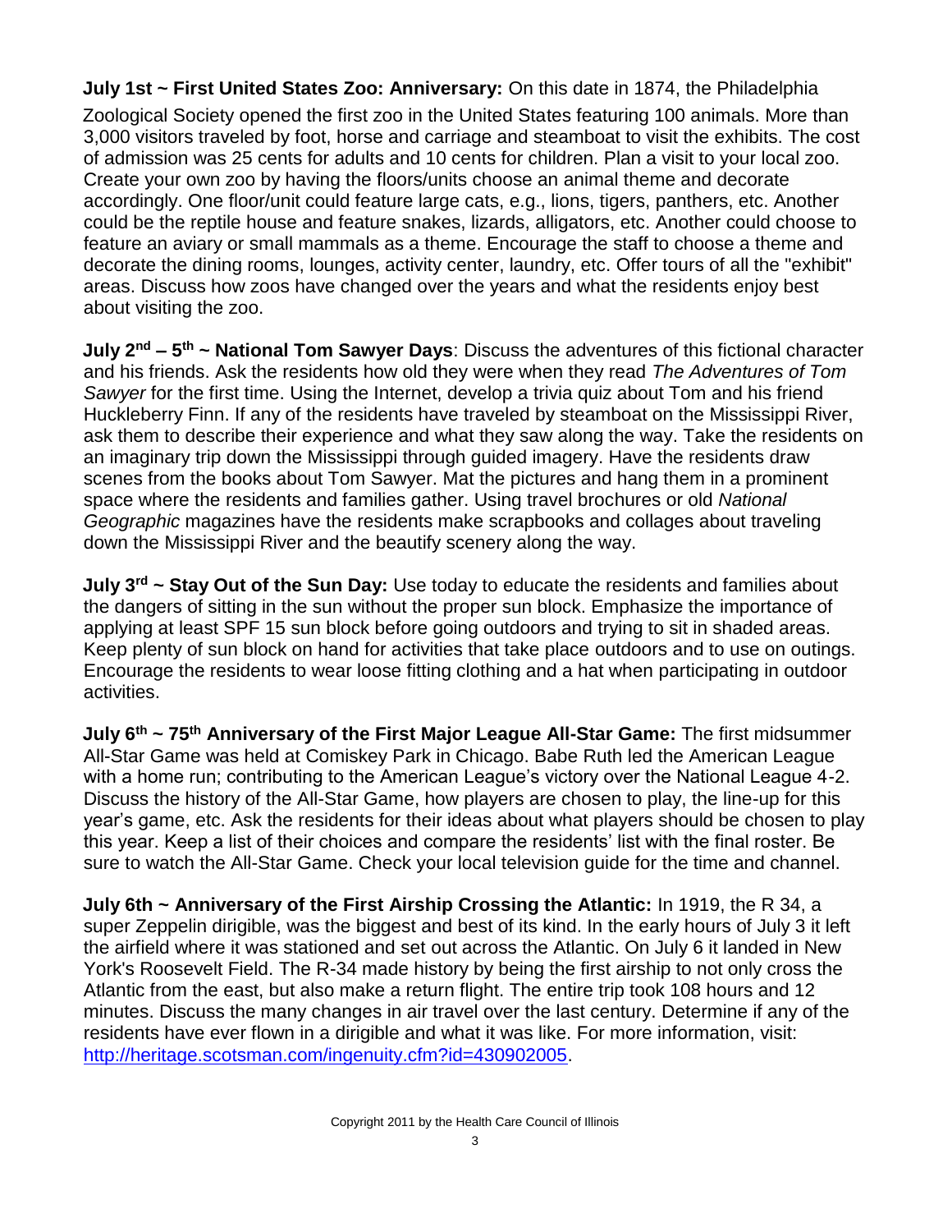**July 1st ~ First United States Zoo: Anniversary:** On this date in 1874, the Philadelphia Zoological Society opened the first zoo in the United States featuring 100 animals. More than 3,000 visitors traveled by foot, horse and carriage and steamboat to visit the exhibits. The cost of admission was 25 cents for adults and 10 cents for children. Plan a visit to your local zoo. Create your own zoo by having the floors/units choose an animal theme and decorate accordingly. One floor/unit could feature large cats, e.g., lions, tigers, panthers, etc. Another could be the reptile house and feature snakes, lizards, alligators, etc. Another could choose to feature an aviary or small mammals as a theme. Encourage the staff to choose a theme and decorate the dining rooms, lounges, activity center, laundry, etc. Offer tours of all the "exhibit" areas. Discuss how zoos have changed over the years and what the residents enjoy best about visiting the zoo.

**July 2nd – 5th ~ National Tom Sawyer Days**: Discuss the adventures of this fictional character and his friends. Ask the residents how old they were when they read *The Adventures of Tom Sawyer* for the first time. Using the Internet, develop a trivia quiz about Tom and his friend Huckleberry Finn. If any of the residents have traveled by steamboat on the Mississippi River, ask them to describe their experience and what they saw along the way. Take the residents on an imaginary trip down the Mississippi through guided imagery. Have the residents draw scenes from the books about Tom Sawyer. Mat the pictures and hang them in a prominent space where the residents and families gather. Using travel brochures or old *National Geographic* magazines have the residents make scrapbooks and collages about traveling down the Mississippi River and the beautify scenery along the way.

**July 3rd ~ Stay Out of the Sun Day:** Use today to educate the residents and families about the dangers of sitting in the sun without the proper sun block. Emphasize the importance of applying at least SPF 15 sun block before going outdoors and trying to sit in shaded areas. Keep plenty of sun block on hand for activities that take place outdoors and to use on outings. Encourage the residents to wear loose fitting clothing and a hat when participating in outdoor activities.

**July 6th ~ 75th Anniversary of the First Major League All-Star Game:** The first midsummer All-Star Game was held at Comiskey Park in Chicago. Babe Ruth led the American League with a home run; contributing to the American League's victory over the National League 4-2. Discuss the history of the All-Star Game, how players are chosen to play, the line-up for this year's game, etc. Ask the residents for their ideas about what players should be chosen to play this year. Keep a list of their choices and compare the residents' list with the final roster. Be sure to watch the All-Star Game. Check your local television guide for the time and channel.

**July 6th ~ Anniversary of the First Airship Crossing the Atlantic:** In 1919, the R 34, a super Zeppelin dirigible, was the biggest and best of its kind. In the early hours of July 3 it left the airfield where it was stationed and set out across the Atlantic. On July 6 it landed in New York's Roosevelt Field. The R-34 made history by being the first airship to not only cross the Atlantic from the east, but also make a return flight. The entire trip took 108 hours and 12 minutes. Discuss the many changes in air travel over the last century. Determine if any of the residents have ever flown in a dirigible and what it was like. For more information, visit: [http://heritage.scotsman.com/ingenuity.cfm?id=430902005](http://heritage.scotsman.com/ingenuity.cfm?id=430902005).

Copyright 2011 by the Health Care Council of Illinois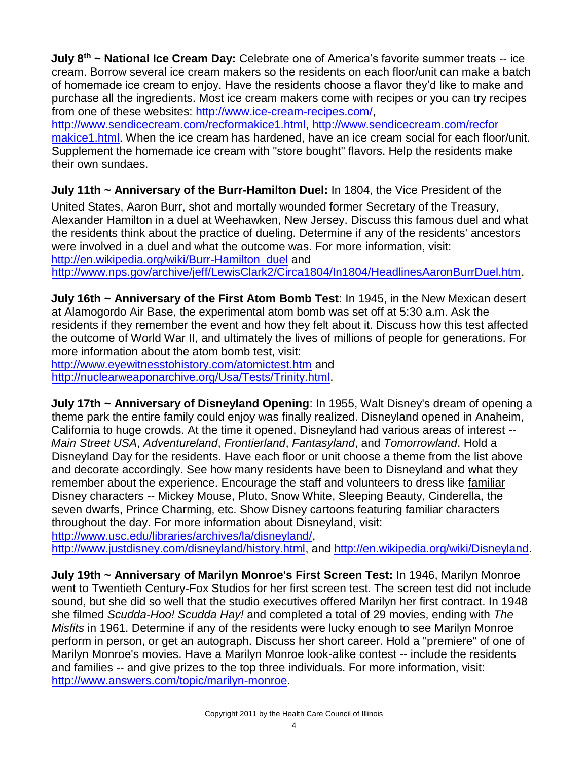**July 8th ~ National Ice Cream Day:** Celebrate one of America's favorite summer treats -- ice cream. Borrow several ice cream makers so the residents on each floor/unit can make a batch of homemade ice cream to enjoy. Have the residents choose a flavor they'd like to make and purchase all the ingredients. Most ice cream makers come with recipes or you can try recipes from one of these websites: http://www.ice-cream-recipes.com/, http://www.sendicecream.com/recformakice1.html, http://www.sendicecream.com/recfor makice1.html. When the ice cream has hardened, have an ice cream social for each floor/unit. Supplement the homemade ice cream with "store bought" flavors. Help the residents make their own sundaes.

**July 11th ~ Anniversary of the Burr-Hamilton Duel:** In 1804, the Vice President of the United States, Aaron Burr, shot and mortally wounded former Secretary of the Treasury, Alexander Hamilton in a duel at Weehawken, New Jersey. Discuss this famous duel and what the residents think about the practice of dueling. Determine if any of the residents' ancestors were involved in a duel and what the outcome was. For more information, visit: http://en.wikipedia.org/wiki/Burr-Hamilton_duel and http://www.nps.gov/archive/jeff/LewisClark2/Circa1804/In1804/HeadlinesAaronBurrDuel.htm.

**July 16th ~ Anniversary of the First Atom Bomb Test**: In 1945, in the New Mexican desert at Alamogordo Air Base, the experimental atom bomb was set off at 5:30 a.m. Ask the residents if they remember the event and how they felt about it. Discuss how this test affected the outcome of World War II, and ultimately the lives of millions of people for generations. For more information about the atom bomb test, visit: http://www.eyewitnesstohistory.com/atomictest.htm and http://nuclearweaponarchive.org/Usa/Tests/Trinity.html.

**July 17th ~ Anniversary of Disneyland Opening**: In 1955, Walt Disney's dream of opening a theme park the entire family could enjoy was finally realized. Disneyland opened in Anaheim, California to huge crowds. At the time it opened, Disneyland had various areas of interest -- *Main Street USA*, *Adventureland*, *Frontierland*, *Fantasyland*, and *Tomorrowland*. Hold a Disneyland Day for the residents. Have each floor or unit choose a theme from the list above and decorate accordingly. See how many residents have been to Disneyland and what they remember about the experience. Encourage the staff and volunteers to dress like familiar Disney characters -- Mickey Mouse, Pluto, Snow White, Sleeping Beauty, Cinderella, the seven dwarfs, Prince Charming, etc. Show Disney cartoons featuring familiar characters throughout the day. For more information about Disneyland, visit: http://www.usc.edu/libraries/archives/la/disneyland/, http://www.justdisney.com/disneyland/history.html, and http://en.wikipedia.org/wiki/Disneyland.

**July 19th ~ Anniversary of Marilyn Monroe's First Screen Test:** In 1946, Marilyn Monroe went to Twentieth Century-Fox Studios for her first screen test. The screen test did not include sound, but she did so well that the studio executives offered Marilyn her first contract. In 1948 she filmed *Scudda-Hoo! Scudda Hay!* and completed a total of 29 movies, ending with *The Misfits* in 1961. Determine if any of the residents were lucky enough to see Marilyn Monroe perform in person, or get an autograph. Discuss her short career. Hold a "premiere" of one of Marilyn Monroe's movies. Have a Marilyn Monroe look-alike contest -- include the residents and families -- and give prizes to the top three individuals. For more information, visit: http://www.answers.com/topic/marilyn-monroe.

Copyright 2011 by the Health Care Council of Illinois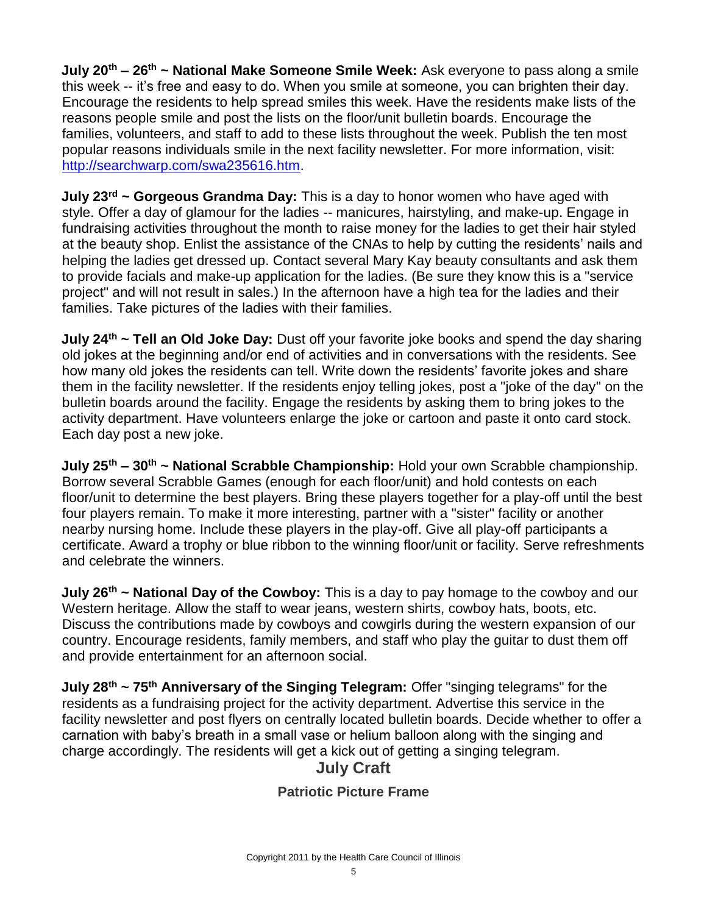**July 20th – 26th ~ National Make Someone Smile Week:** Ask everyone to pass along a smile this week -- it's free and easy to do. When you smile at someone, you can brighten their day. Encourage the residents to help spread smiles this week. Have the residents make lists of the reasons people smile and post the lists on the floor/unit bulletin boards. Encourage the families, volunteers, and staff to add to these lists throughout the week. Publish the ten most popular reasons individuals smile in the next facility newsletter. For more information, visit: [http://searchwarp.com/swa235616.htm](http://searchwarp.com/swa235616.htm).

**July 23rd ~ Gorgeous Grandma Day:** This is a day to honor women who have aged with style. Offer a day of glamour for the ladies -- manicures, hairstyling, and make-up. Engage in fundraising activities throughout the month to raise money for the ladies to get their hair styled at the beauty shop. Enlist the assistance of the CNAs to help by cutting the residents' nails and helping the ladies get dressed up. Contact several Mary Kay beauty consultants and ask them to provide facials and make-up application for the ladies. (Be sure they know this is a "service project" and will not result in sales.) In the afternoon have a high tea for the ladies and their families. Take pictures of the ladies with their families.

**July 24th ~ Tell an Old Joke Day:** Dust off your favorite joke books and spend the day sharing old jokes at the beginning and/or end of activities and in conversations with the residents. See how many old jokes the residents can tell. Write down the residents' favorite jokes and share them in the facility newsletter. If the residents enjoy telling jokes, post a "joke of the day" on the bulletin boards around the facility. Engage the residents by asking them to bring jokes to the activity department. Have volunteers enlarge the joke or cartoon and paste it onto card stock. Each day post a new joke.

**July 25th – 30th ~ National Scrabble Championship:** Hold your own Scrabble championship. Borrow several Scrabble Games (enough for each floor/unit) and hold contests on each floor/unit to determine the best players. Bring these players together for a play-off until the best four players remain. To make it more interesting, partner with a "sister" facility or another nearby nursing home. Include these players in the play-off. Give all play-off participants a certificate. Award a trophy or blue ribbon to the winning floor/unit or facility. Serve refreshments and celebrate the winners.

**July 26th ~ National Day of the Cowboy:** This is a day to pay homage to the cowboy and our Western heritage. Allow the staff to wear jeans, western shirts, cowboy hats, boots, etc. Discuss the contributions made by cowboys and cowgirls during the western expansion of our country. Encourage residents, family members, and staff who play the guitar to dust them off and provide entertainment for an afternoon social.

**July 28th ~ 75th Anniversary of the Singing Telegram:** Offer "singing telegrams" for the residents as a fundraising project for the activity department. Advertise this service in the facility newsletter and post flyers on centrally located bulletin boards. Decide whether to offer a carnation with baby's breath in a small vase or helium balloon along with the singing and charge accordingly. The residents will get a kick out of getting a singing telegram.

## July Craft

### Patriotic Picture Frame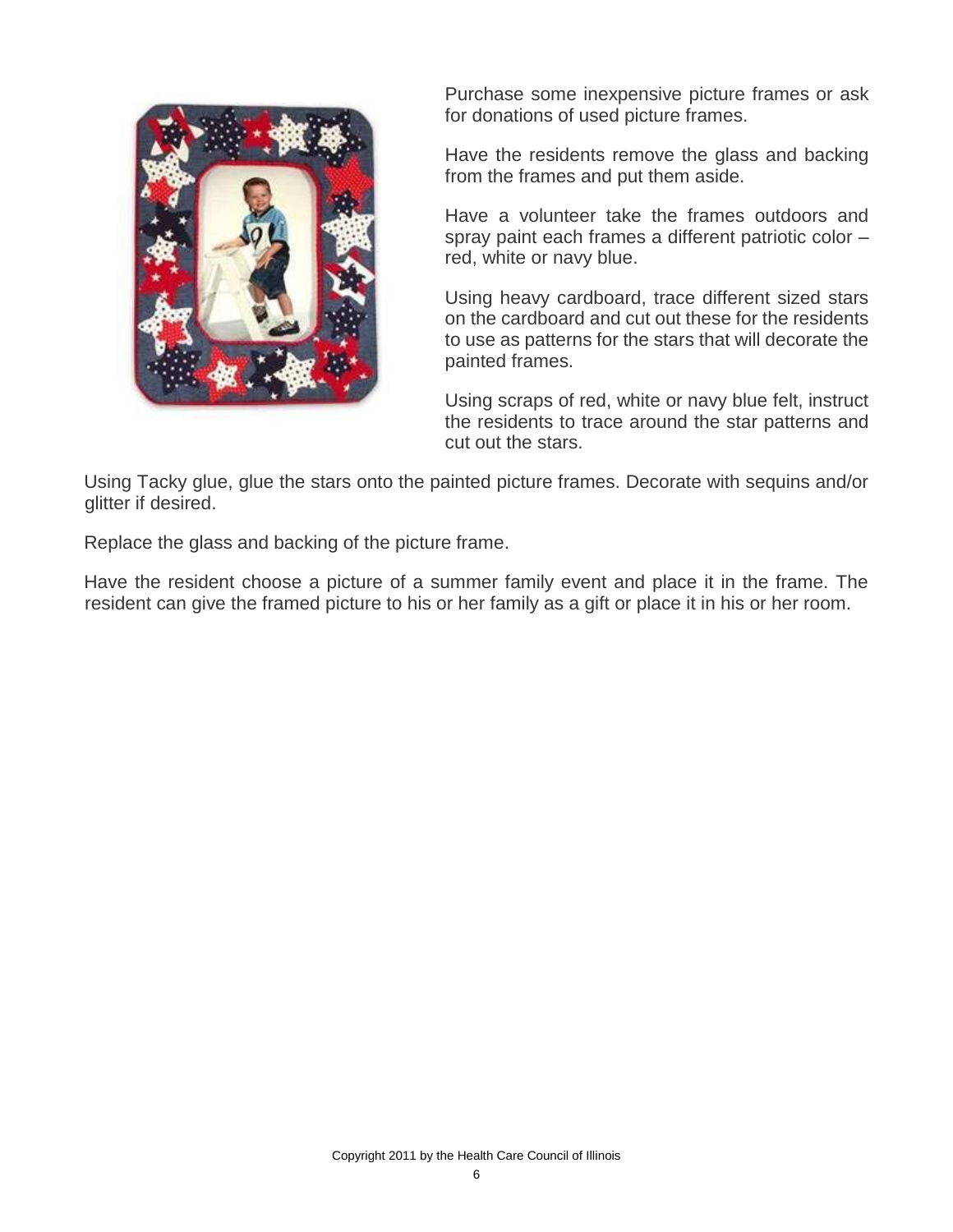Purchase some inexpensive picture frames or ask for donations of used picture frames.

Have the residents remove the glass and backing from the frames and put them aside.

Have a volunteer take the frames outdoors and spray paint each frames a different patriotic color – red, white or navy blue.

Using heavy cardboard, trace different sized stars on the cardboard and cut out these for the residents to use as patterns for the stars that will decorate the painted frames.

Using scraps of red, white or navy blue felt, instruct the residents to trace around the star patterns and cut out the stars.

Using Tacky glue, glue the stars onto the painted picture frames. Decorate with sequins and/or glitter if desired.

Replace the glass and backing of the picture frame.

Have the resident choose a picture of a summer family event and place it in the frame. The resident can give the framed picture to his or her family as a gift or place it in his or her room.

Copyright 2011 by the Health Care Council of Illinois